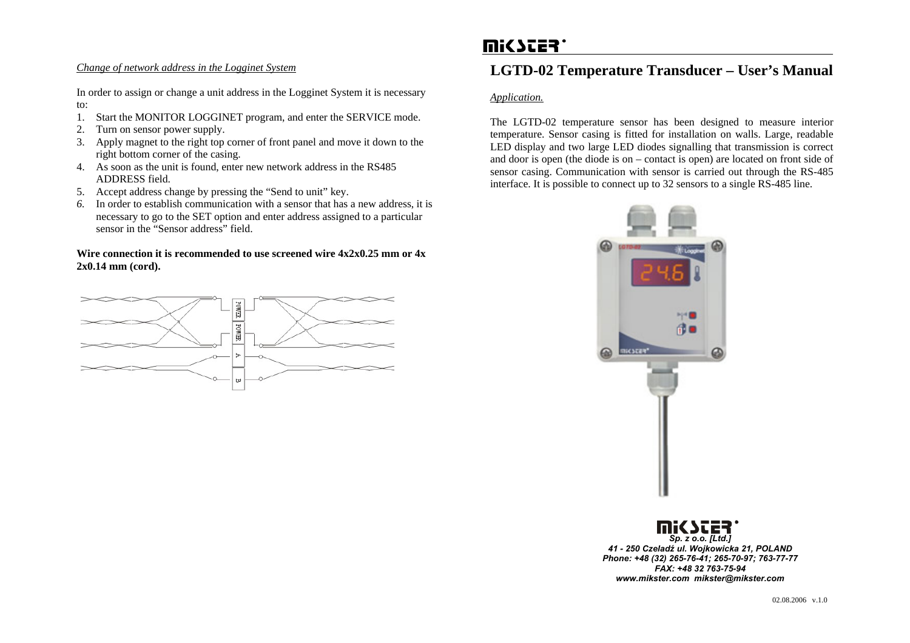*Change of network address in the Logginet System*

In order to assign or change a unit address in the Logginet System it is necessary to:

1. Start the MONITOR LOGGINET program, and enter the SERVICE mode.
2. Turn on sensor power supply.
3. Apply magnet to the right top corner of front panel and move it down to the right bottom corner of the casing.
4. As soon as the unit is found, enter new network address in the RS485 ADDRESS field.
5. Accept address change by pressing the "Send to unit" key.
6. In order to establish communication with a sensor that has a new address, it is necessary to go to the SET option and enter address assigned to a particular sensor in the "Sensor address" field.

**Wire connection it is recommended to use screened wire 4x2x0.25 mm or 4x 2x0.14 mm (cord).**

POWER POWER A B

# LGTD-02 Temperature Transducer – User's Manual

*Application.*

The LGTD-02 temperature sensor has been designed to measure interior temperature. Sensor casing is fitted for installation on walls. Large, readable LED display and two large LED diodes signalling that transmission is correct and door is open (the diode is on – contact is open) are located on front side of sensor casing. Communication with sensor is carried out through the RS-485 interface. It is possible to connect up to 32 sensors to a single RS-485 line.

***MIKSTER Sp. z o.o. [Ltd.]***
***41 - 250 Czeladź ul. Wojkowicka 21, POLAND***
***Phone: +48 (32) 265-76-41; 265-70-97; 763-77-77***
***FAX: +48 32 763-75-94***
***www.mikster.com mikster@mikster.com***

02.08.2006 v.1.0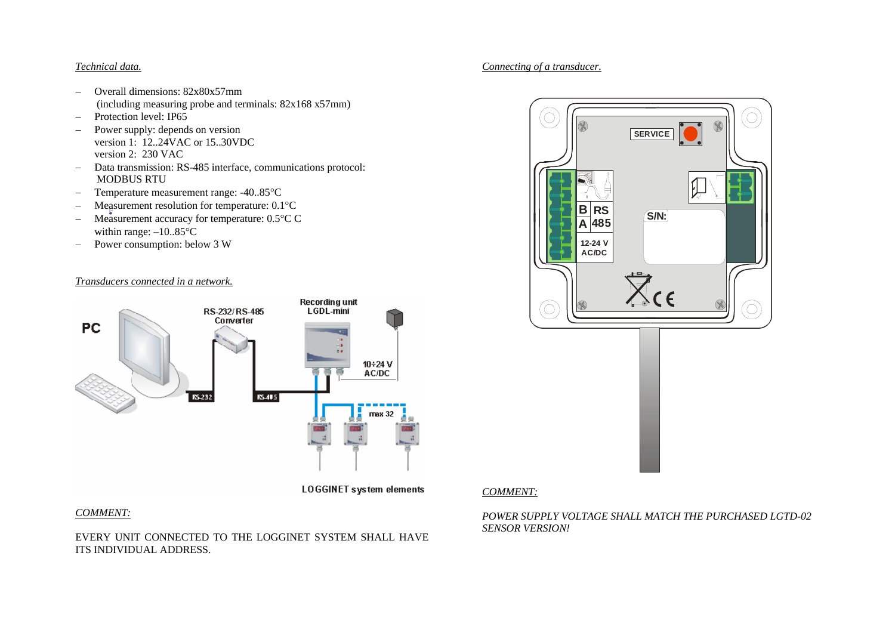*Technical data.*

- Overall dimensions: 82x80x57mm
  (including measuring probe and terminals: 82x168 x57mm)
- Protection level: IP65
- Power supply: depends on version
  version 1: 12..24VAC or 15..30VDC
  version 2: 230 VAC
- Data transmission: RS-485 interface, communications protocol:
  MODBUS RTU
- Temperature measurement range: -40..85°C
- Measurement resolution for temperature: 0.1°C
- Measurement accuracy for temperature: 0.5°C C
  within range: –10..85°C
- Power consumption: below 3 W

*Transducers connected in a network.*

PC

RS-232/ RS-485
Converter

Recording unit
LGDL-mini

10÷24 V
AC/DC

RS-232

RS-485

max 32

LOGGINET system elements

*COMMENT:*

EVERY UNIT CONNECTED TO THE LOGGINET SYSTEM SHALL HAVE ITS INDIVIDUAL ADDRESS.

*Connecting of a transducer.*

SERVICE

B RS
A 485

12-24 V
AC/DC

S/N:

*COMMENT:*

*POWER SUPPLY VOLTAGE SHALL MATCH THE PURCHASED LGTD-02 SENSOR VERSION!*